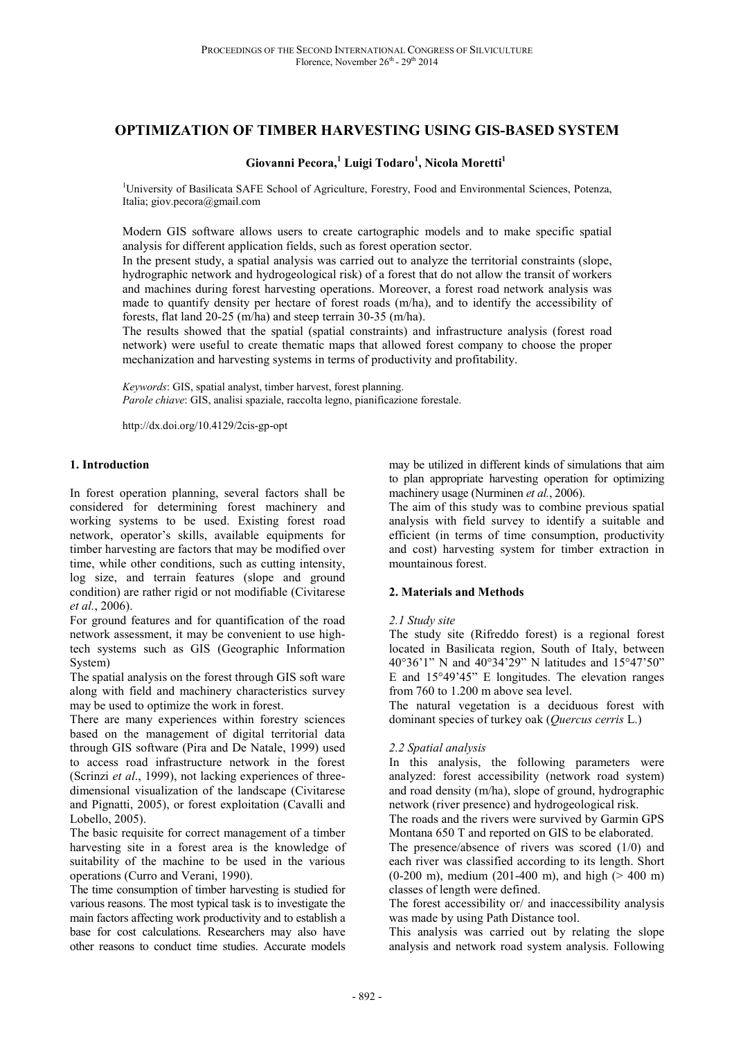# OPTIMIZATION OF TIMBER HARVESTING USING GIS-BASED SYSTEM

**Giovanni Pecora,[1] Luigi Todaro[1], Nicola Moretti[1]**

[1]University of Basilicata SAFE School of Agriculture, Forestry, Food and Environmental Sciences, Potenza, Italia; giov.pecora@gmail.com

Modern GIS software allows users to create cartographic models and to make specific spatial analysis for different application fields, such as forest operation sector.

In the present study, a spatial analysis was carried out to analyze the territorial constraints (slope, hydrographic network and hydrogeological risk) of a forest that do not allow the transit of workers and machines during forest harvesting operations. Moreover, a forest road network analysis was made to quantify density per hectare of forest roads (m/ha), and to identify the accessibility of forests, flat land 20-25 (m/ha) and steep terrain 30-35 (m/ha).

The results showed that the spatial (spatial constraints) and infrastructure analysis (forest road network) were useful to create thematic maps that allowed forest company to choose the proper mechanization and harvesting systems in terms of productivity and profitability.

*Keywords*: GIS, spatial analyst, timber harvest, forest planning.
*Parole chiave*: GIS, analisi spaziale, raccolta legno, pianificazione forestale.

http://dx.doi.org/10.4129/2cis-gp-opt

## 1. Introduction

In forest operation planning, several factors shall be considered for determining forest machinery and working systems to be used. Existing forest road network, operator's skills, available equipments for timber harvesting are factors that may be modified over time, while other conditions, such as cutting intensity, log size, and terrain features (slope and ground condition) are rather rigid or not modifiable (Civitarese *et al.*, 2006).

For ground features and for quantification of the road network assessment, it may be convenient to use high-tech systems such as GIS (Geographic Information System)

The spatial analysis on the forest through GIS soft ware along with field and machinery characteristics survey may be used to optimize the work in forest.

There are many experiences within forestry sciences based on the management of digital territorial data through GIS software (Pira and De Natale, 1999) used to access road infrastructure network in the forest (Scrinzi *et al*., 1999), not lacking experiences of three-dimensional visualization of the landscape (Civitarese and Pignatti, 2005), or forest exploitation (Cavalli and Lobello, 2005).

The basic requisite for correct management of a timber harvesting site in a forest area is the knowledge of suitability of the machine to be used in the various operations (Curro and Verani, 1990).

The time consumption of timber harvesting is studied for various reasons. The most typical task is to investigate the main factors affecting work productivity and to establish a base for cost calculations. Researchers may also have other reasons to conduct time studies. Accurate models may be utilized in different kinds of simulations that aim to plan appropriate harvesting operation for optimizing machinery usage (Nurminen *et al.*, 2006).

The aim of this study was to combine previous spatial analysis with field survey to identify a suitable and efficient (in terms of time consumption, productivity and cost) harvesting system for timber extraction in mountainous forest.

## 2. Materials and Methods

### *2.1 Study site*

The study site (Rifreddo forest) is a regional forest located in Basilicata region, South of Italy, between 40°36'1" N and 40°34'29" N latitudes and 15°47'50" E and 15°49'45" E longitudes. The elevation ranges from 760 to 1.200 m above sea level.

The natural vegetation is a deciduous forest with dominant species of turkey oak (*Quercus cerris* L.)

### *2.2 Spatial analysis*

In this analysis, the following parameters were analyzed: forest accessibility (network road system) and road density (m/ha), slope of ground, hydrographic network (river presence) and hydrogeological risk.

The roads and the rivers were survived by Garmin GPS Montana 650 T and reported on GIS to be elaborated.

The presence/absence of rivers was scored (1/0) and each river was classified according to its length. Short (0-200 m), medium (201-400 m), and high (> 400 m) classes of length were defined.

The forest accessibility or/ and inaccessibility analysis was made by using Path Distance tool.

This analysis was carried out by relating the slope analysis and network road system analysis. Following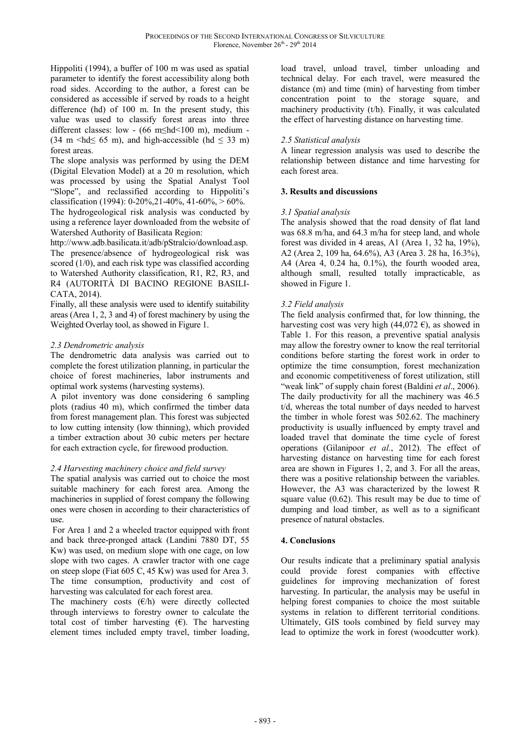Hippoliti (1994), a buffer of 100 m was used as spatial parameter to identify the forest accessibility along both road sides. According to the author, a forest can be considered as accessible if served by roads to a height difference (hd) of 100 m. In the present study, this value was used to classify forest areas into three different classes: low - (66 m≤hd<100 m), medium - (34 m <hd≤ 65 m), and high-accessible (hd ≤ 33 m) forest areas.

The slope analysis was performed by using the DEM (Digital Elevation Model) at a 20 m resolution, which was processed by using the Spatial Analyst Tool "Slope", and reclassified according to Hippoliti's classification (1994): 0-20%,21-40%, 41-60%, > 60%.

The hydrogeological risk analysis was conducted by using a reference layer downloaded from the website of Watershed Authority of Basilicata Region: http://www.adb.basilicata.it/adb/pStralcio/download.asp. The presence/absence of hydrogeological risk was scored (1/0), and each risk type was classified according to Watershed Authority classification, R1, R2, R3, and R4 (AUTORITÀ DI BACINO REGIONE BASILICATA, 2014).

Finally, all these analysis were used to identify suitability areas (Area 1, 2, 3 and 4) of forest machinery by using the Weighted Overlay tool, as showed in Figure 1.

### *2.3 Dendrometric analysis*

The dendrometric data analysis was carried out to complete the forest utilization planning, in particular the choice of forest machineries, labor instruments and optimal work systems (harvesting systems).

A pilot inventory was done considering 6 sampling plots (radius 40 m), which confirmed the timber data from forest management plan. This forest was subjected to low cutting intensity (low thinning), which provided a timber extraction about 30 cubic meters per hectare for each extraction cycle, for firewood production.

### *2.4 Harvesting machinery choice and field survey*

The spatial analysis was carried out to choice the most suitable machinery for each forest area. Among the machineries in supplied of forest company the following ones were chosen in according to their characteristics of use.

For Area 1 and 2 a wheeled tractor equipped with front and back three-pronged attack (Landini 7880 DT, 55 Kw) was used, on medium slope with one cage, on low slope with two cages. A crawler tractor with one cage on steep slope (Fiat 605 C, 45 Kw) was used for Area 3.

The time consumption, productivity and cost of harvesting was calculated for each forest area.

The machinery costs (€/h) were directly collected through interviews to forestry owner to calculate the total cost of timber harvesting (€). The harvesting element times included empty travel, timber loading, load travel, unload travel, timber unloading and technical delay. For each travel, were measured the distance (m) and time (min) of harvesting from timber concentration point to the storage square, and machinery productivity (t/h). Finally, it was calculated the effect of harvesting distance on harvesting time.

### *2.5 Statistical analysis*

A linear regression analysis was used to describe the relationship between distance and time harvesting for each forest area.

## 3. Results and discussions

### *3.1 Spatial analysis*

The analysis showed that the road density of flat land was 68.8 m/ha, and 64.3 m/ha for steep land, and whole forest was divided in 4 areas, A1 (Area 1, 32 ha, 19%), A2 (Area 2, 109 ha, 64.6%), A3 (Area 3. 28 ha, 16.3%), A4 (Area 4, 0.24 ha, 0.1%), the fourth wooded area, although small, resulted totally impracticable, as showed in Figure 1.

### *3.2 Field analysis*

The field analysis confirmed that, for low thinning, the harvesting cost was very high (44,072 €), as showed in Table 1. For this reason, a preventive spatial analysis may allow the forestry owner to know the real territorial conditions before starting the forest work in order to optimize the time consumption, forest mechanization and economic competitiveness of forest utilization, still "weak link" of supply chain forest (Baldini *et al*., 2006). The daily productivity for all the machinery was 46.5 t/d, whereas the total number of days needed to harvest the timber in whole forest was 502.62. The machinery productivity is usually influenced by empty travel and loaded travel that dominate the time cycle of forest operations (Gilanipoor *et al.*, 2012). The effect of harvesting distance on harvesting time for each forest area are shown in Figures 1, 2, and 3. For all the areas, there was a positive relationship between the variables. However, the A3 was characterized by the lowest R square value (0.62). This result may be due to time of dumping and load timber, as well as to a significant presence of natural obstacles.

## 4. Conclusions

Our results indicate that a preliminary spatial analysis could provide forest companies with effective guidelines for improving mechanization of forest harvesting. In particular, the analysis may be useful in helping forest companies to choice the most suitable systems in relation to different territorial conditions. Ultimately, GIS tools combined by field survey may lead to optimize the work in forest (woodcutter work).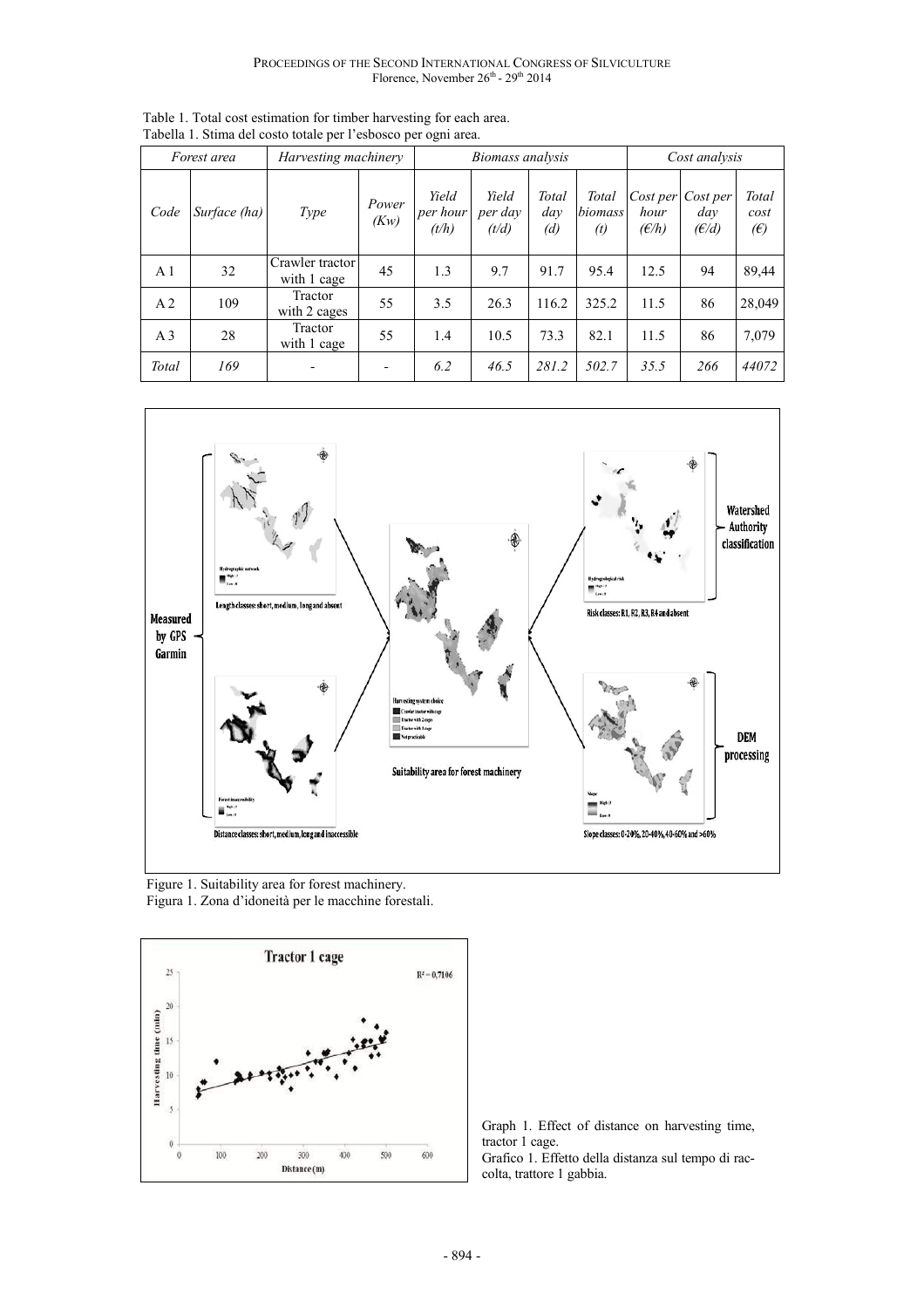Table 1. Total cost estimation for timber harvesting for each area.
Tabella 1. Stima del costo totale per l'esbosco per ogni area.

| *Forest area* | | *Harvesting machinery* | | *Biomass analysis* | | | | *Cost analysis* | | |
|---|---|---|---|---|---|---|---|---|---|---|
| *Code* | *Surface (ha)* | *Type* | *Power (Kw)* | *Yield per hour (t/h)* | *Yield per day (t/d)* | *Total day (d)* | *Total biomass (t)* | *Cost per hour (€/h)* | *Cost per day (€/d)* | *Total cost (€)* |
| A 1 | 32 | Crawler tractor with 1 cage | 45 | 1.3 | 9.7 | 91.7 | 95.4 | 12.5 | 94 | 89,44 |
| A 2 | 109 | Tractor with 2 cages | 55 | 3.5 | 26.3 | 116.2 | 325.2 | 11.5 | 86 | 28,049 |
| A 3 | 28 | Tractor with 1 cage | 55 | 1.4 | 10.5 | 73.3 | 82.1 | 11.5 | 86 | 7,079 |
| *Total* | *169* | - | - | *6.2* | *46.5* | *281.2* | *502.7* | *35.5* | *266* | *44072* |

Figure 1. Suitability area for forest machinery.
Figura 1. Zona d'idoneità per le macchine forestali.

Graph 1. Effect of distance on harvesting time, tractor 1 cage.
Grafico 1. Effetto della distanza sul tempo di raccolta, trattore 1 gabbia.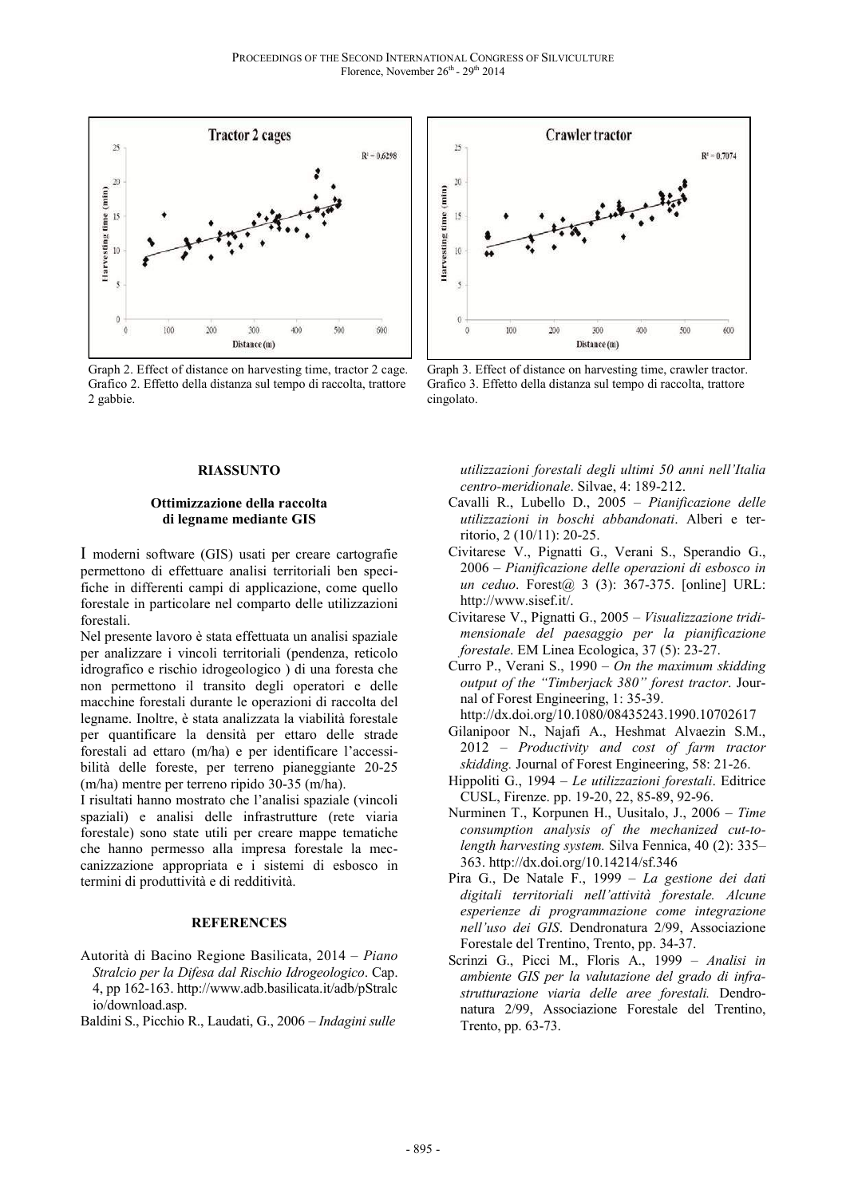Tractor 2 cages

$R^2 = 0,6298$

Harvesting time (min)

Distance (m)

Graph 2. Effect of distance on harvesting time, tractor 2 cage.
Grafico 2. Effetto della distanza sul tempo di raccolta, trattore 2 gabbie.

Crawler tractor

$R^2 = 0,7074$

Harvesting time (min)

Distance (m)

Graph 3. Effect of distance on harvesting time, crawler tractor.
Grafico 3. Effetto della distanza sul tempo di raccolta, trattore cingolato.

## RIASSUNTO

### Ottimizzazione della raccolta di legname mediante GIS

I moderni software (GIS) usati per creare cartografie permettono di effettuare analisi territoriali ben specifiche in differenti campi di applicazione, come quello forestale in particolare nel comparto delle utilizzazioni forestali.

Nel presente lavoro è stata effettuata un analisi spaziale per analizzare i vincoli territoriali (pendenza, reticolo idrografico e rischio idrogeologico ) di una foresta che non permettono il transito degli operatori e delle macchine forestali durante le operazioni di raccolta del legname. Inoltre, è stata analizzata la viabilità forestale per quantificare la densità per ettaro delle strade forestali ad ettaro (m/ha) e per identificare l'accessibilità delle foreste, per terreno pianeggiante 20-25 (m/ha) mentre per terreno ripido 30-35 (m/ha).

I risultati hanno mostrato che l'analisi spaziale (vincoli spaziali) e analisi delle infrastrutture (rete viaria forestale) sono state utili per creare mappe tematiche che hanno permesso alla impresa forestale la meccanizzazione appropriata e i sistemi di esbosco in termini di produttività e di redditività.

## REFERENCES

Autorità di Bacino Regione Basilicata, 2014 – *Piano Stralcio per la Difesa dal Rischio Idrogeologico*. Cap. 4, pp 162-163. http://www.adb.basilicata.it/adb/pStralcio/download.asp.

Baldini S., Picchio R., Laudati, G., 2006 – *Indagini sulle utilizzazioni forestali degli ultimi 50 anni nell'Italia centro-meridionale*. Silvae, 4: 189-212.

Cavalli R., Lubello D., 2005 – *Pianificazione delle utilizzazioni in boschi abbandonati*. Alberi e territorio, 2 (10/11): 20-25.

Civitarese V., Pignatti G., Verani S., Sperandio G., 2006 – *Pianificazione delle operazioni di esbosco in un ceduo*. Forest@ 3 (3): 367-375. [online] URL: http://www.sisef.it/.

Civitarese V., Pignatti G., 2005 – *Visualizzazione tridimensionale del paesaggio per la pianificazione forestale*. EM Linea Ecologica, 37 (5): 23-27.

Curro P., Verani S., 1990 – *On the maximum skidding output of the "Timberjack 380" forest tractor*. Journal of Forest Engineering, 1: 35-39. http://dx.doi.org/10.1080/08435243.1990.10702617

Gilanipoor N., Najafi A., Heshmat Alvaezin S.M., 2012 – *Productivity and cost of farm tractor skidding.* Journal of Forest Engineering, 58: 21-26.

Hippoliti G., 1994 – *Le utilizzazioni forestali*. Editrice CUSL, Firenze. pp. 19-20, 22, 85-89, 92-96.

Nurminen T., Korpunen H., Uusitalo, J., 2006 – *Time consumption analysis of the mechanized cut-to-length harvesting system.* Silva Fennica, 40 (2): 335–363. http://dx.doi.org/10.14214/sf.346

Pira G., De Natale F., 1999 – *La gestione dei dati digitali territoriali nell'attività forestale. Alcune esperienze di programmazione come integrazione nell'uso dei GIS*. Dendronatura 2/99, Associazione Forestale del Trentino, Trento, pp. 34-37.

Scrinzi G., Picci M., Floris A., 1999 – *Analisi in ambiente GIS per la valutazione del grado di infrastrutturazione viaria delle aree forestali.* Dendronatura 2/99, Associazione Forestale del Trentino, Trento, pp. 63-73.